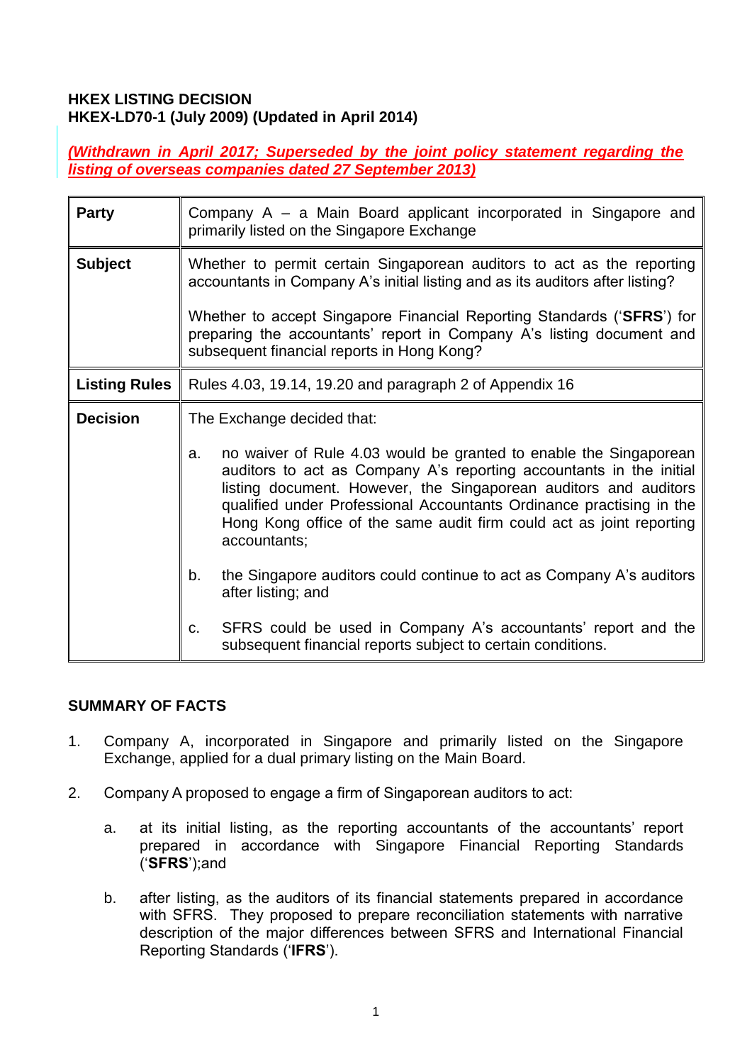**HKEX LISTING DECISION**
**HKEX-LD70-1 (July 2009) (Updated in April 2014)**

***(Withdrawn in April 2017; Superseded by the joint policy statement regarding the listing of overseas companies dated 27 September 2013)***

| | |
|---|---|
| **Party** | Company A – a Main Board applicant incorporated in Singapore and primarily listed on the Singapore Exchange |
| **Subject** | Whether to permit certain Singaporean auditors to act as the reporting accountants in Company A's initial listing and as its auditors after listing?<br><br>Whether to accept Singapore Financial Reporting Standards ('**SFRS**') for preparing the accountants' report in Company A's listing document and subsequent financial reports in Hong Kong? |
| **Listing Rules** | Rules 4.03, 19.14, 19.20 and paragraph 2 of Appendix 16 |
| **Decision** | The Exchange decided that:<br><br>a. no waiver of Rule 4.03 would be granted to enable the Singaporean auditors to act as Company A's reporting accountants in the initial listing document. However, the Singaporean auditors and auditors qualified under Professional Accountants Ordinance practising in the Hong Kong office of the same audit firm could act as joint reporting accountants;<br><br>b. the Singapore auditors could continue to act as Company A's auditors after listing; and<br><br>c. SFRS could be used in Company A's accountants' report and the subsequent financial reports subject to certain conditions. |

**SUMMARY OF FACTS**

1. Company A, incorporated in Singapore and primarily listed on the Singapore Exchange, applied for a dual primary listing on the Main Board.

2. Company A proposed to engage a firm of Singaporean auditors to act:

    a. at its initial listing, as the reporting accountants of the accountants' report prepared in accordance with Singapore Financial Reporting Standards ('**SFRS**');and

    b. after listing, as the auditors of its financial statements prepared in accordance with SFRS. They proposed to prepare reconciliation statements with narrative description of the major differences between SFRS and International Financial Reporting Standards ('**IFRS**').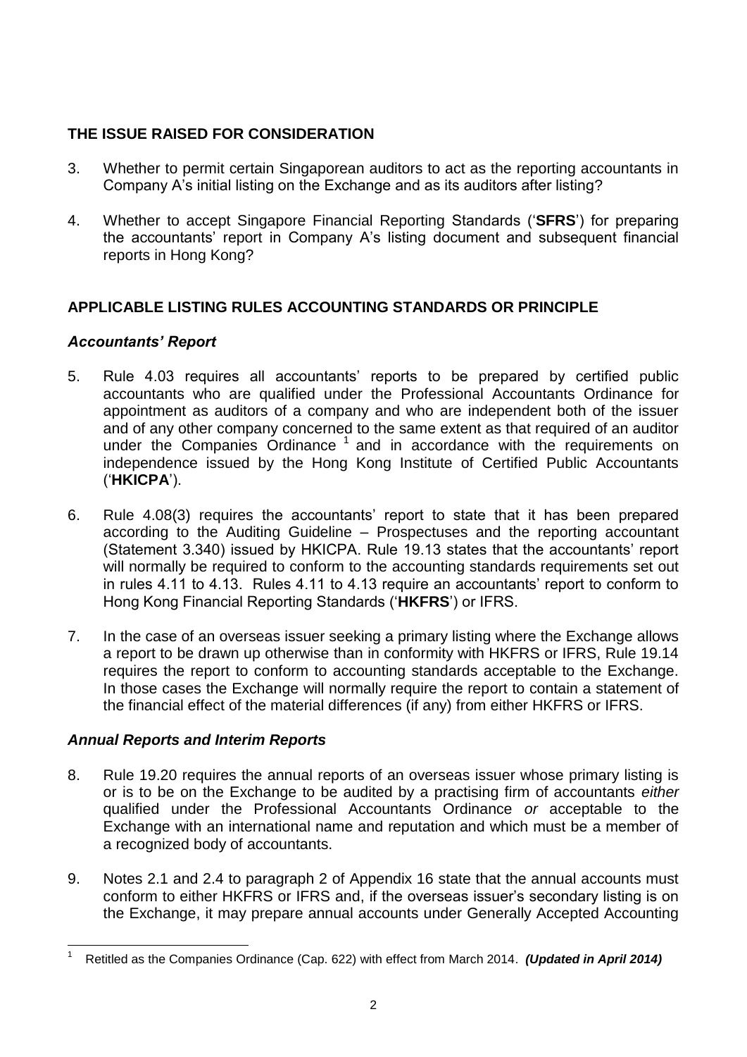## THE ISSUE RAISED FOR CONSIDERATION

3. Whether to permit certain Singaporean auditors to act as the reporting accountants in Company A's initial listing on the Exchange and as its auditors after listing?

4. Whether to accept Singapore Financial Reporting Standards ('**SFRS**') for preparing the accountants' report in Company A's listing document and subsequent financial reports in Hong Kong?

## APPLICABLE LISTING RULES ACCOUNTING STANDARDS OR PRINCIPLE

### *Accountants' Report*

5. Rule 4.03 requires all accountants' reports to be prepared by certified public accountants who are qualified under the Professional Accountants Ordinance for appointment as auditors of a company and who are independent both of the issuer and of any other company concerned to the same extent as that required of an auditor under the Companies Ordinance [1] and in accordance with the requirements on independence issued by the Hong Kong Institute of Certified Public Accountants ('**HKICPA**').

6. Rule 4.08(3) requires the accountants' report to state that it has been prepared according to the Auditing Guideline – Prospectuses and the reporting accountant (Statement 3.340) issued by HKICPA. Rule 19.13 states that the accountants' report will normally be required to conform to the accounting standards requirements set out in rules 4.11 to 4.13. Rules 4.11 to 4.13 require an accountants' report to conform to Hong Kong Financial Reporting Standards ('**HKFRS**') or IFRS.

7. In the case of an overseas issuer seeking a primary listing where the Exchange allows a report to be drawn up otherwise than in conformity with HKFRS or IFRS, Rule 19.14 requires the report to conform to accounting standards acceptable to the Exchange. In those cases the Exchange will normally require the report to contain a statement of the financial effect of the material differences (if any) from either HKFRS or IFRS.

### *Annual Reports and Interim Reports*

8. Rule 19.20 requires the annual reports of an overseas issuer whose primary listing is or is to be on the Exchange to be audited by a practising firm of accountants *either* qualified under the Professional Accountants Ordinance *or* acceptable to the Exchange with an international name and reputation and which must be a member of a recognized body of accountants.

9. Notes 2.1 and 2.4 to paragraph 2 of Appendix 16 state that the annual accounts must conform to either HKFRS or IFRS and, if the overseas issuer's secondary listing is on the Exchange, it may prepare annual accounts under Generally Accepted Accounting

---

[1] Retitled as the Companies Ordinance (Cap. 622) with effect from March 2014. ***(Updated in April 2014)***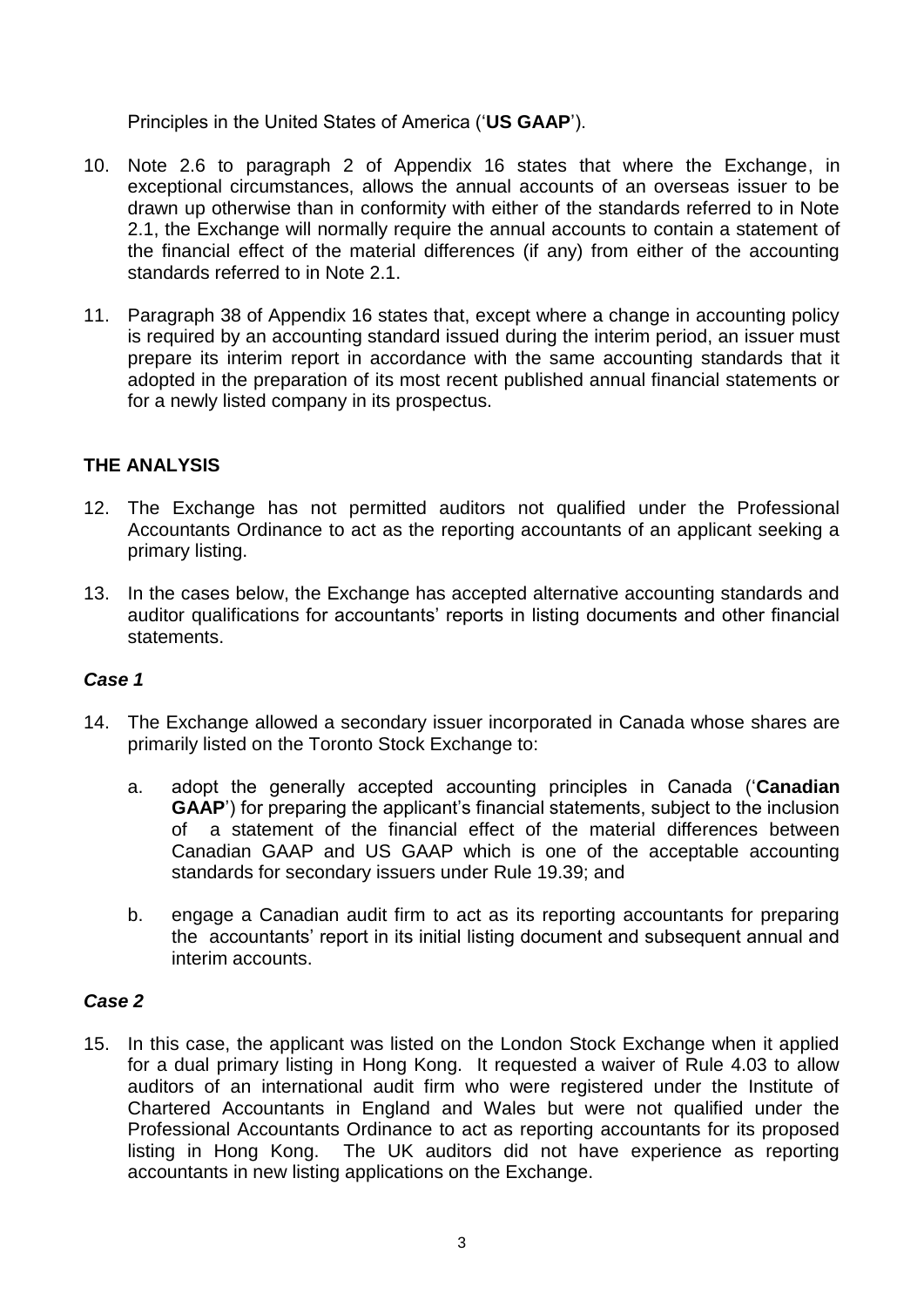Principles in the United States of America ('**US GAAP**').

10. Note 2.6 to paragraph 2 of Appendix 16 states that where the Exchange, in exceptional circumstances, allows the annual accounts of an overseas issuer to be drawn up otherwise than in conformity with either of the standards referred to in Note 2.1, the Exchange will normally require the annual accounts to contain a statement of the financial effect of the material differences (if any) from either of the accounting standards referred to in Note 2.1.

11. Paragraph 38 of Appendix 16 states that, except where a change in accounting policy is required by an accounting standard issued during the interim period, an issuer must prepare its interim report in accordance with the same accounting standards that it adopted in the preparation of its most recent published annual financial statements or for a newly listed company in its prospectus.

## THE ANALYSIS

12. The Exchange has not permitted auditors not qualified under the Professional Accountants Ordinance to act as the reporting accountants of an applicant seeking a primary listing.

13. In the cases below, the Exchange has accepted alternative accounting standards and auditor qualifications for accountants' reports in listing documents and other financial statements.

### *Case 1*

14. The Exchange allowed a secondary issuer incorporated in Canada whose shares are primarily listed on the Toronto Stock Exchange to:

    a. adopt the generally accepted accounting principles in Canada ('**Canadian GAAP**') for preparing the applicant's financial statements, subject to the inclusion of a statement of the financial effect of the material differences between Canadian GAAP and US GAAP which is one of the acceptable accounting standards for secondary issuers under Rule 19.39; and

    b. engage a Canadian audit firm to act as its reporting accountants for preparing the accountants' report in its initial listing document and subsequent annual and interim accounts.

### *Case 2*

15. In this case, the applicant was listed on the London Stock Exchange when it applied for a dual primary listing in Hong Kong. It requested a waiver of Rule 4.03 to allow auditors of an international audit firm who were registered under the Institute of Chartered Accountants in England and Wales but were not qualified under the Professional Accountants Ordinance to act as reporting accountants for its proposed listing in Hong Kong. The UK auditors did not have experience as reporting accountants in new listing applications on the Exchange.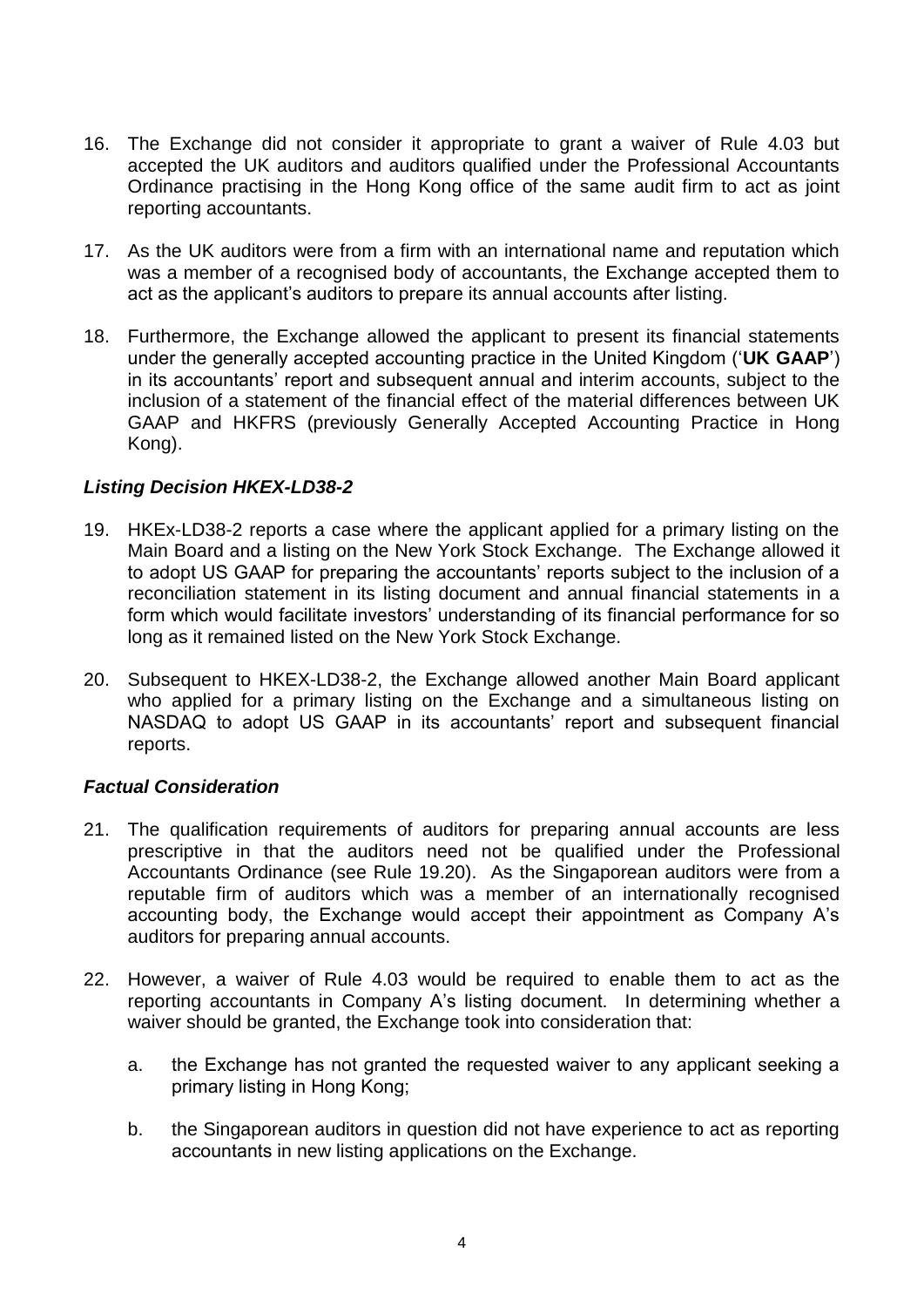16. The Exchange did not consider it appropriate to grant a waiver of Rule 4.03 but accepted the UK auditors and auditors qualified under the Professional Accountants Ordinance practising in the Hong Kong office of the same audit firm to act as joint reporting accountants.

17. As the UK auditors were from a firm with an international name and reputation which was a member of a recognised body of accountants, the Exchange accepted them to act as the applicant's auditors to prepare its annual accounts after listing.

18. Furthermore, the Exchange allowed the applicant to present its financial statements under the generally accepted accounting practice in the United Kingdom ('**UK GAAP**') in its accountants' report and subsequent annual and interim accounts, subject to the inclusion of a statement of the financial effect of the material differences between UK GAAP and HKFRS (previously Generally Accepted Accounting Practice in Hong Kong).

### *Listing Decision HKEX-LD38-2*

19. HKEx-LD38-2 reports a case where the applicant applied for a primary listing on the Main Board and a listing on the New York Stock Exchange. The Exchange allowed it to adopt US GAAP for preparing the accountants' reports subject to the inclusion of a reconciliation statement in its listing document and annual financial statements in a form which would facilitate investors' understanding of its financial performance for so long as it remained listed on the New York Stock Exchange.

20. Subsequent to HKEX-LD38-2, the Exchange allowed another Main Board applicant who applied for a primary listing on the Exchange and a simultaneous listing on NASDAQ to adopt US GAAP in its accountants' report and subsequent financial reports.

### *Factual Consideration*

21. The qualification requirements of auditors for preparing annual accounts are less prescriptive in that the auditors need not be qualified under the Professional Accountants Ordinance (see Rule 19.20). As the Singaporean auditors were from a reputable firm of auditors which was a member of an internationally recognised accounting body, the Exchange would accept their appointment as Company A's auditors for preparing annual accounts.

22. However, a waiver of Rule 4.03 would be required to enable them to act as the reporting accountants in Company A's listing document. In determining whether a waiver should be granted, the Exchange took into consideration that:

    a. the Exchange has not granted the requested waiver to any applicant seeking a primary listing in Hong Kong;

    b. the Singaporean auditors in question did not have experience to act as reporting accountants in new listing applications on the Exchange.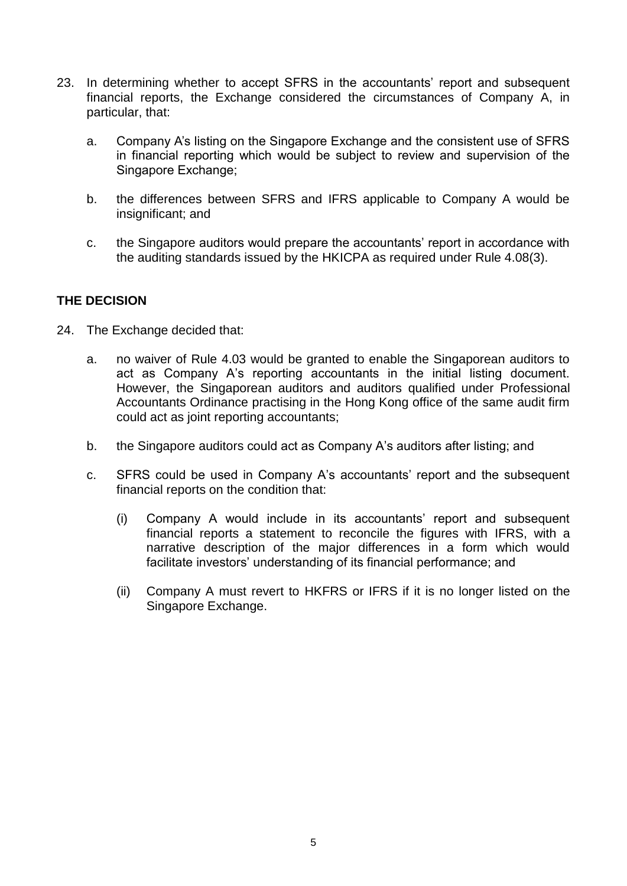23. In determining whether to accept SFRS in the accountants' report and subsequent financial reports, the Exchange considered the circumstances of Company A, in particular, that:

    a. Company A's listing on the Singapore Exchange and the consistent use of SFRS in financial reporting which would be subject to review and supervision of the Singapore Exchange;

    b. the differences between SFRS and IFRS applicable to Company A would be insignificant; and

    c. the Singapore auditors would prepare the accountants' report in accordance with the auditing standards issued by the HKICPA as required under Rule 4.08(3).

## THE DECISION

24. The Exchange decided that:

    a. no waiver of Rule 4.03 would be granted to enable the Singaporean auditors to act as Company A's reporting accountants in the initial listing document. However, the Singaporean auditors and auditors qualified under Professional Accountants Ordinance practising in the Hong Kong office of the same audit firm could act as joint reporting accountants;

    b. the Singapore auditors could act as Company A's auditors after listing; and

    c. SFRS could be used in Company A's accountants' report and the subsequent financial reports on the condition that:

        (i) Company A would include in its accountants' report and subsequent financial reports a statement to reconcile the figures with IFRS, with a narrative description of the major differences in a form which would facilitate investors' understanding of its financial performance; and

        (ii) Company A must revert to HKFRS or IFRS if it is no longer listed on the Singapore Exchange.